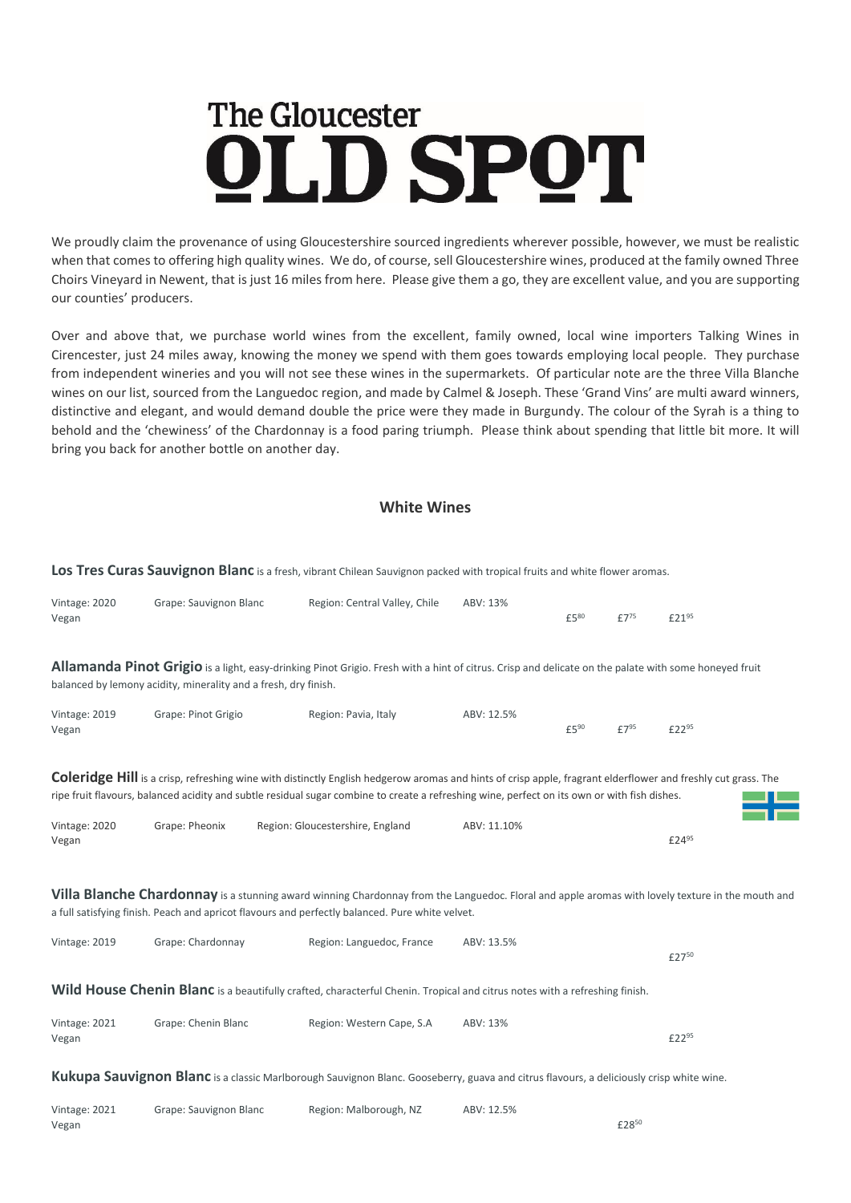# The Gloucester OLD SPOT

We proudly claim the provenance of using Gloucestershire sourced ingredients wherever possible, however, we must be realistic when that comes to offering high quality wines. We do, of course, sell Gloucestershire wines, produced at the family owned Three Choirs Vineyard in Newent, that is just 16 miles from here. Please give them a go, they are excellent value, and you are supporting our counties' producers.

Over and above that, we purchase world wines from the excellent, family owned, local wine importers Talking Wines in Cirencester, just 24 miles away, knowing the money we spend with them goes towards employing local people. They purchase from independent wineries and you will not see these wines in the supermarkets. Of particular note are the three Villa Blanche wines on our list, sourced from the Languedoc region, and made by Calmel & Joseph. These 'Grand Vins' are multi award winners, distinctive and elegant, and would demand double the price were they made in Burgundy. The colour of the Syrah is a thing to behold and the 'chewiness' of the Chardonnay is a food paring triumph. Please think about spending that little bit more. It will bring you back for another bottle on another day.

## White Wines

**Los Tres Curas Sauvignon Blanc** is a fresh, vibrant Chilean Sauvignon packed with tropical fruits and white flower aromas.

Vintage: 2020 | Grape: Sauvignon Blanc | Region: Central Valley, Chile | ABV: 13%
Vegan

£5.80 | £7.75 | £21.95

**Allamanda Pinot Grigio** is a light, easy-drinking Pinot Grigio. Fresh with a hint of citrus. Crisp and delicate on the palate with some honeyed fruit balanced by lemony acidity, minerality and a fresh, dry finish.

Vintage: 2019 | Grape: Pinot Grigio | Region: Pavia, Italy | ABV: 12.5%
Vegan

£5.90 | £7.95 | £22.95

**Coleridge Hill** is a crisp, refreshing wine with distinctly English hedgerow aromas and hints of crisp apple, fragrant elderflower and freshly cut grass. The ripe fruit flavours, balanced acidity and subtle residual sugar combine to create a refreshing wine, perfect on its own or with fish dishes.

Vintage: 2020 | Grape: Pheonix | Region: Gloucestershire, England | ABV: 11.10%
Vegan

£24.95

**Villa Blanche Chardonnay** is a stunning award winning Chardonnay from the Languedoc. Floral and apple aromas with lovely texture in the mouth and a full satisfying finish. Peach and apricot flavours and perfectly balanced. Pure white velvet.

Vintage: 2019 | Grape: Chardonnay | Region: Languedoc, France | ABV: 13.5%

£27.50

**Wild House Chenin Blanc** is a beautifully crafted, characterful Chenin. Tropical and citrus notes with a refreshing finish.

Vintage: 2021 | Grape: Chenin Blanc | Region: Western Cape, S.A | ABV: 13%
Vegan

£22.95

**Kukupa Sauvignon Blanc** is a classic Marlborough Sauvignon Blanc. Gooseberry, guava and citrus flavours, a deliciously crisp white wine.

Vintage: 2021 | Grape: Sauvignon Blanc | Region: Malborough, NZ | ABV: 12.5%
Vegan

£28.50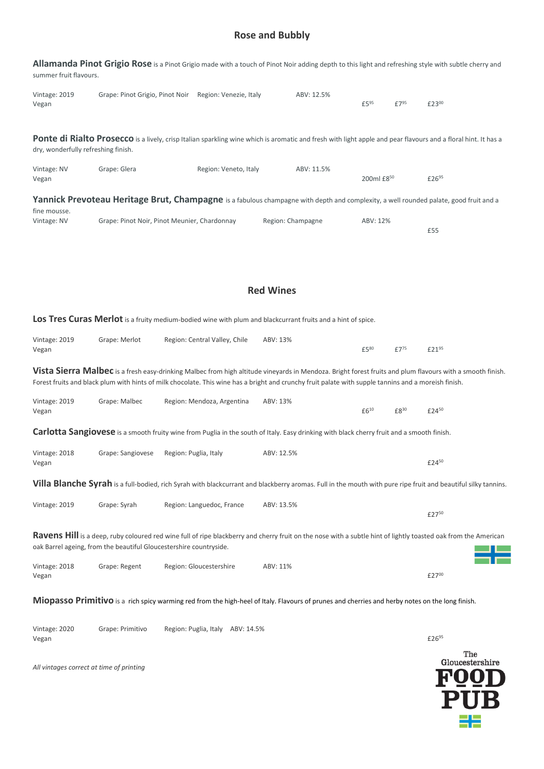## Rose and Bubbly

**Allamanda Pinot Grigio Rose** is a Pinot Grigio made with a touch of Pinot Noir adding depth to this light and refreshing style with subtle cherry and summer fruit flavours.

Vintage: 2019 | Grape: Pinot Grigio, Pinot Noir | Region: Venezie, Italy | ABV: 12.5%
Vegan

£5.95 | £7.95 | £23.00

**Ponte di Rialto Prosecco** is a lively, crisp Italian sparkling wine which is aromatic and fresh with light apple and pear flavours and a floral hint. It has a dry, wonderfully refreshing finish.

Vintage: NV | Grape: Glera | Region: Veneto, Italy | ABV: 11.5%
Vegan

200ml £8.50 | £26.95

**Yannick Prevoteau Heritage Brut, Champagne** is a fabulous champagne with depth and complexity, a well rounded palate, good fruit and a fine mousse.

Vintage: NV | Grape: Pinot Noir, Pinot Meunier, Chardonnay | Region: Champagne | ABV: 12%

£55

## Red Wines

**Los Tres Curas Merlot** is a fruity medium-bodied wine with plum and blackcurrant fruits and a hint of spice.

Vintage: 2019 | Grape: Merlot | Region: Central Valley, Chile | ABV: 13%
Vegan

£5.80 | £7.75 | £21.95

**Vista Sierra Malbec** is a fresh easy-drinking Malbec from high altitude vineyards in Mendoza. Bright forest fruits and plum flavours with a smooth finish. Forest fruits and black plum with hints of milk chocolate. This wine has a bright and crunchy fruit palate with supple tannins and a moreish finish.

Vintage: 2019 | Grape: Malbec | Region: Mendoza, Argentina | ABV: 13%
Vegan

£6.10 | £8.30 | £24.50

**Carlotta Sangiovese** is a smooth fruity wine from Puglia in the south of Italy. Easy drinking with black cherry fruit and a smooth finish.

Vintage: 2018 | Grape: Sangiovese | Region: Puglia, Italy | ABV: 12.5%
Vegan

£24.50

**Villa Blanche Syrah** is a full-bodied, rich Syrah with blackcurrant and blackberry aromas. Full in the mouth with pure ripe fruit and beautiful silky tannins.

Vintage: 2019 | Grape: Syrah | Region: Languedoc, France | ABV: 13.5%

£27.50

**Ravens Hill** is a deep, ruby coloured red wine full of ripe blackberry and cherry fruit on the nose with a subtle hint of lightly toasted oak from the American oak Barrel ageing, from the beautiful Gloucestershire countryside.

Vintage: 2018 | Grape: Regent | Region: Gloucestershire | ABV: 11%
Vegan

£27.00

**Miopasso Primitivo** is a rich spicy warming red from the high-heel of Italy. Flavours of prunes and cherries and herby notes on the long finish.

Vintage: 2020 | Grape: Primitivo | Region: Puglia, Italy | ABV: 14.5%
Vegan

£26.95

*All vintages correct at time of printing*

The Gloucestershire FOOD PUB